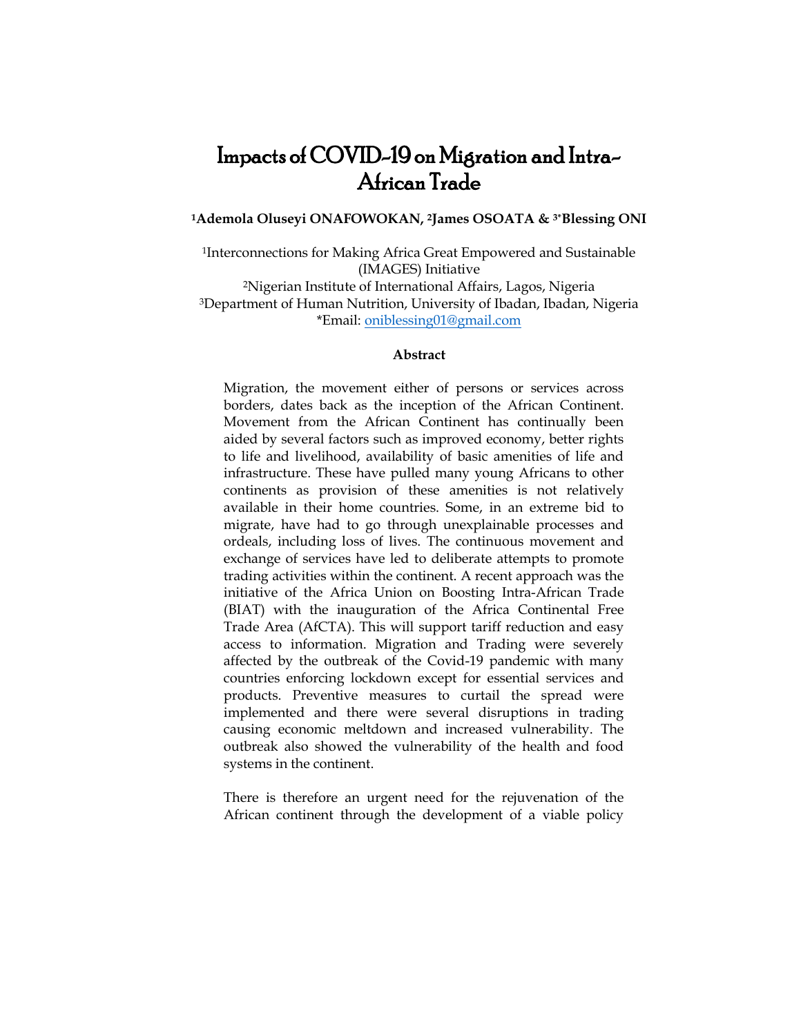# Impacts of COVID-19 on Migration and Intra-African Trade

**[1]Ademola Oluseyi ONAFOWOKAN, [2]James OSOATA & [3*]Blessing ONI**

[1]Interconnections for Making Africa Great Empowered and Sustainable (IMAGES) Initiative
[2]Nigerian Institute of International Affairs, Lagos, Nigeria
[3]Department of Human Nutrition, University of Ibadan, Ibadan, Nigeria
*Email: oniblessing01@gmail.com

## Abstract

Migration, the movement either of persons or services across borders, dates back as the inception of the African Continent. Movement from the African Continent has continually been aided by several factors such as improved economy, better rights to life and livelihood, availability of basic amenities of life and infrastructure. These have pulled many young Africans to other continents as provision of these amenities is not relatively available in their home countries. Some, in an extreme bid to migrate, have had to go through unexplainable processes and ordeals, including loss of lives. The continuous movement and exchange of services have led to deliberate attempts to promote trading activities within the continent. A recent approach was the initiative of the Africa Union on Boosting Intra-African Trade (BIAT) with the inauguration of the Africa Continental Free Trade Area (AfCTA). This will support tariff reduction and easy access to information. Migration and Trading were severely affected by the outbreak of the Covid-19 pandemic with many countries enforcing lockdown except for essential services and products. Preventive measures to curtail the spread were implemented and there were several disruptions in trading causing economic meltdown and increased vulnerability. The outbreak also showed the vulnerability of the health and food systems in the continent.

There is therefore an urgent need for the rejuvenation of the African continent through the development of a viable policy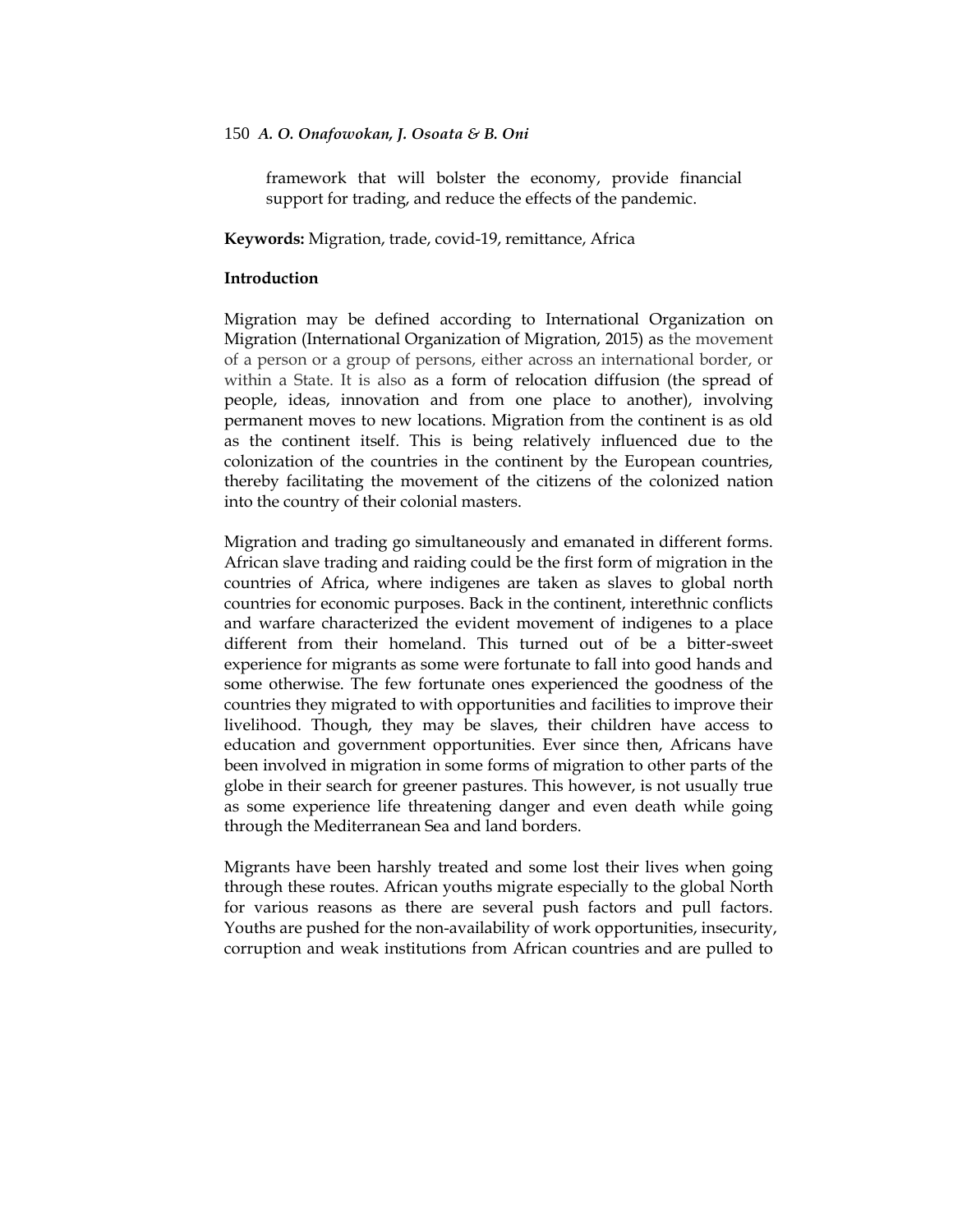framework that will bolster the economy, provide financial support for trading, and reduce the effects of the pandemic.

**Keywords:** Migration, trade, covid-19, remittance, Africa

## Introduction

Migration may be defined according to International Organization on Migration (International Organization of Migration, 2015) as the movement of a person or a group of persons, either across an international border, or within a State. It is also as a form of relocation diffusion (the spread of people, ideas, innovation and from one place to another), involving permanent moves to new locations. Migration from the continent is as old as the continent itself. This is being relatively influenced due to the colonization of the countries in the continent by the European countries, thereby facilitating the movement of the citizens of the colonized nation into the country of their colonial masters.

Migration and trading go simultaneously and emanated in different forms. African slave trading and raiding could be the first form of migration in the countries of Africa, where indigenes are taken as slaves to global north countries for economic purposes. Back in the continent, interethnic conflicts and warfare characterized the evident movement of indigenes to a place different from their homeland. This turned out of be a bitter-sweet experience for migrants as some were fortunate to fall into good hands and some otherwise. The few fortunate ones experienced the goodness of the countries they migrated to with opportunities and facilities to improve their livelihood. Though, they may be slaves, their children have access to education and government opportunities. Ever since then, Africans have been involved in migration in some forms of migration to other parts of the globe in their search for greener pastures. This however, is not usually true as some experience life threatening danger and even death while going through the Mediterranean Sea and land borders.

Migrants have been harshly treated and some lost their lives when going through these routes. African youths migrate especially to the global North for various reasons as there are several push factors and pull factors. Youths are pushed for the non-availability of work opportunities, insecurity, corruption and weak institutions from African countries and are pulled to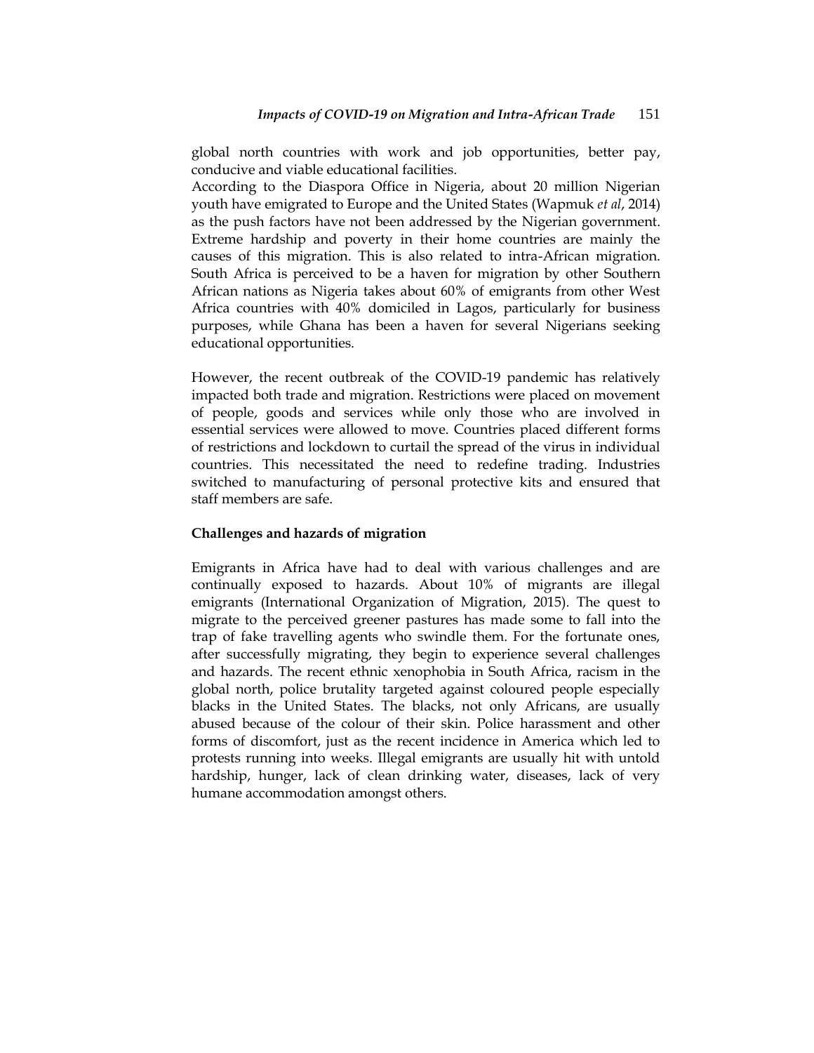global north countries with work and job opportunities, better pay, conducive and viable educational facilities.

According to the Diaspora Office in Nigeria, about 20 million Nigerian youth have emigrated to Europe and the United States (Wapmuk *et al*, 2014) as the push factors have not been addressed by the Nigerian government. Extreme hardship and poverty in their home countries are mainly the causes of this migration. This is also related to intra-African migration. South Africa is perceived to be a haven for migration by other Southern African nations as Nigeria takes about 60% of emigrants from other West Africa countries with 40% domiciled in Lagos, particularly for business purposes, while Ghana has been a haven for several Nigerians seeking educational opportunities.

However, the recent outbreak of the COVID-19 pandemic has relatively impacted both trade and migration. Restrictions were placed on movement of people, goods and services while only those who are involved in essential services were allowed to move. Countries placed different forms of restrictions and lockdown to curtail the spread of the virus in individual countries. This necessitated the need to redefine trading. Industries switched to manufacturing of personal protective kits and ensured that staff members are safe.

**Challenges and hazards of migration**

Emigrants in Africa have had to deal with various challenges and are continually exposed to hazards. About 10% of migrants are illegal emigrants (International Organization of Migration, 2015). The quest to migrate to the perceived greener pastures has made some to fall into the trap of fake travelling agents who swindle them. For the fortunate ones, after successfully migrating, they begin to experience several challenges and hazards. The recent ethnic xenophobia in South Africa, racism in the global north, police brutality targeted against coloured people especially blacks in the United States. The blacks, not only Africans, are usually abused because of the colour of their skin. Police harassment and other forms of discomfort, just as the recent incidence in America which led to protests running into weeks. Illegal emigrants are usually hit with untold hardship, hunger, lack of clean drinking water, diseases, lack of very humane accommodation amongst others.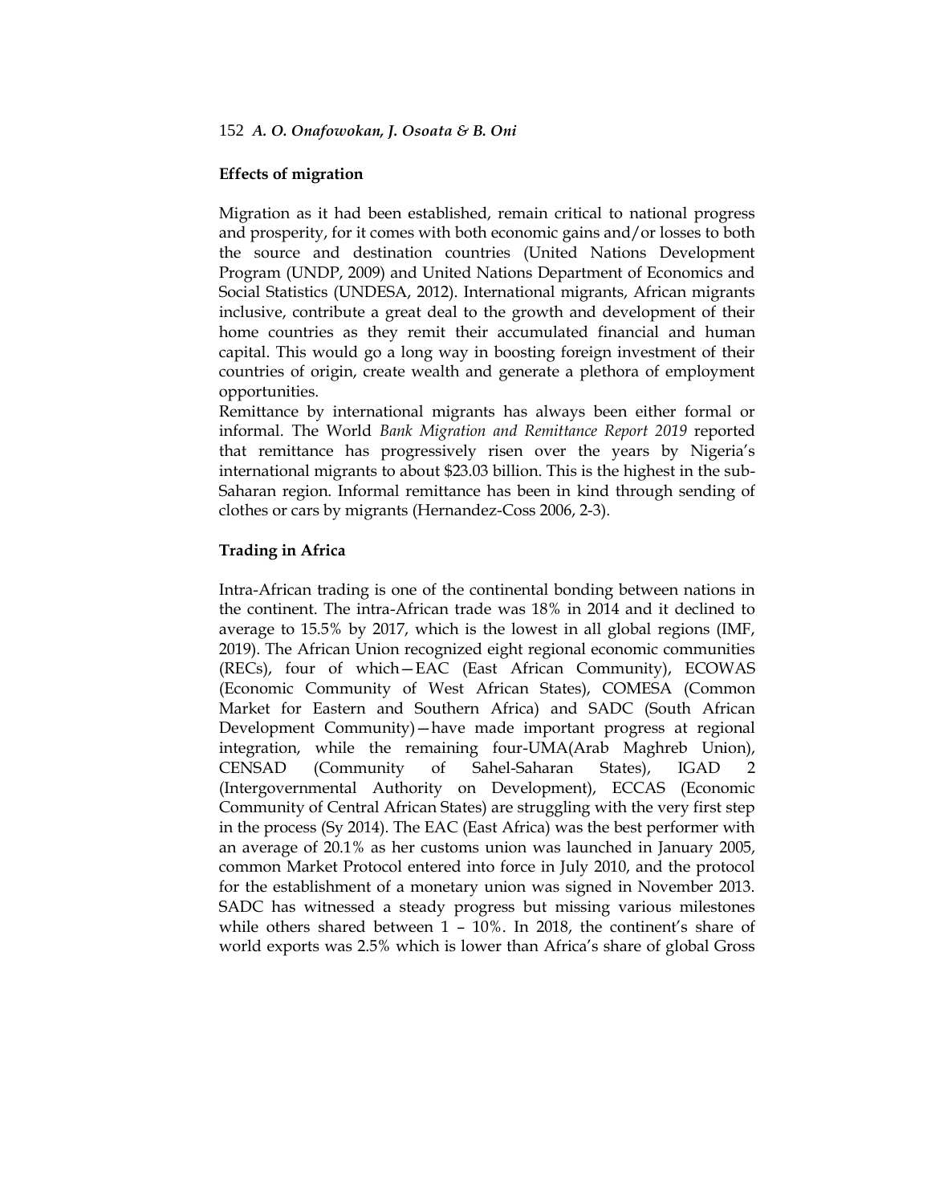## Effects of migration

Migration as it had been established, remain critical to national progress and prosperity, for it comes with both economic gains and/or losses to both the source and destination countries (United Nations Development Program (UNDP, 2009) and United Nations Department of Economics and Social Statistics (UNDESA, 2012). International migrants, African migrants inclusive, contribute a great deal to the growth and development of their home countries as they remit their accumulated financial and human capital. This would go a long way in boosting foreign investment of their countries of origin, create wealth and generate a plethora of employment opportunities.

Remittance by international migrants has always been either formal or informal. The World *Bank Migration and Remittance Report 2019* reported that remittance has progressively risen over the years by Nigeria's international migrants to about $23.03 billion. This is the highest in the sub-Saharan region. Informal remittance has been in kind through sending of clothes or cars by migrants (Hernandez-Coss 2006, 2-3).

## Trading in Africa

Intra-African trading is one of the continental bonding between nations in the continent. The intra-African trade was 18% in 2014 and it declined to average to 15.5% by 2017, which is the lowest in all global regions (IMF, 2019). The African Union recognized eight regional economic communities (RECs), four of which—EAC (East African Community), ECOWAS (Economic Community of West African States), COMESA (Common Market for Eastern and Southern Africa) and SADC (South African Development Community)—have made important progress at regional integration, while the remaining four-UMA(Arab Maghreb Union), CENSAD (Community of Sahel-Saharan States), IGAD 2 (Intergovernmental Authority on Development), ECCAS (Economic Community of Central African States) are struggling with the very first step in the process (Sy 2014). The EAC (East Africa) was the best performer with an average of 20.1% as her customs union was launched in January 2005, common Market Protocol entered into force in July 2010, and the protocol for the establishment of a monetary union was signed in November 2013. SADC has witnessed a steady progress but missing various milestones while others shared between 1 – 10%. In 2018, the continent's share of world exports was 2.5% which is lower than Africa's share of global Gross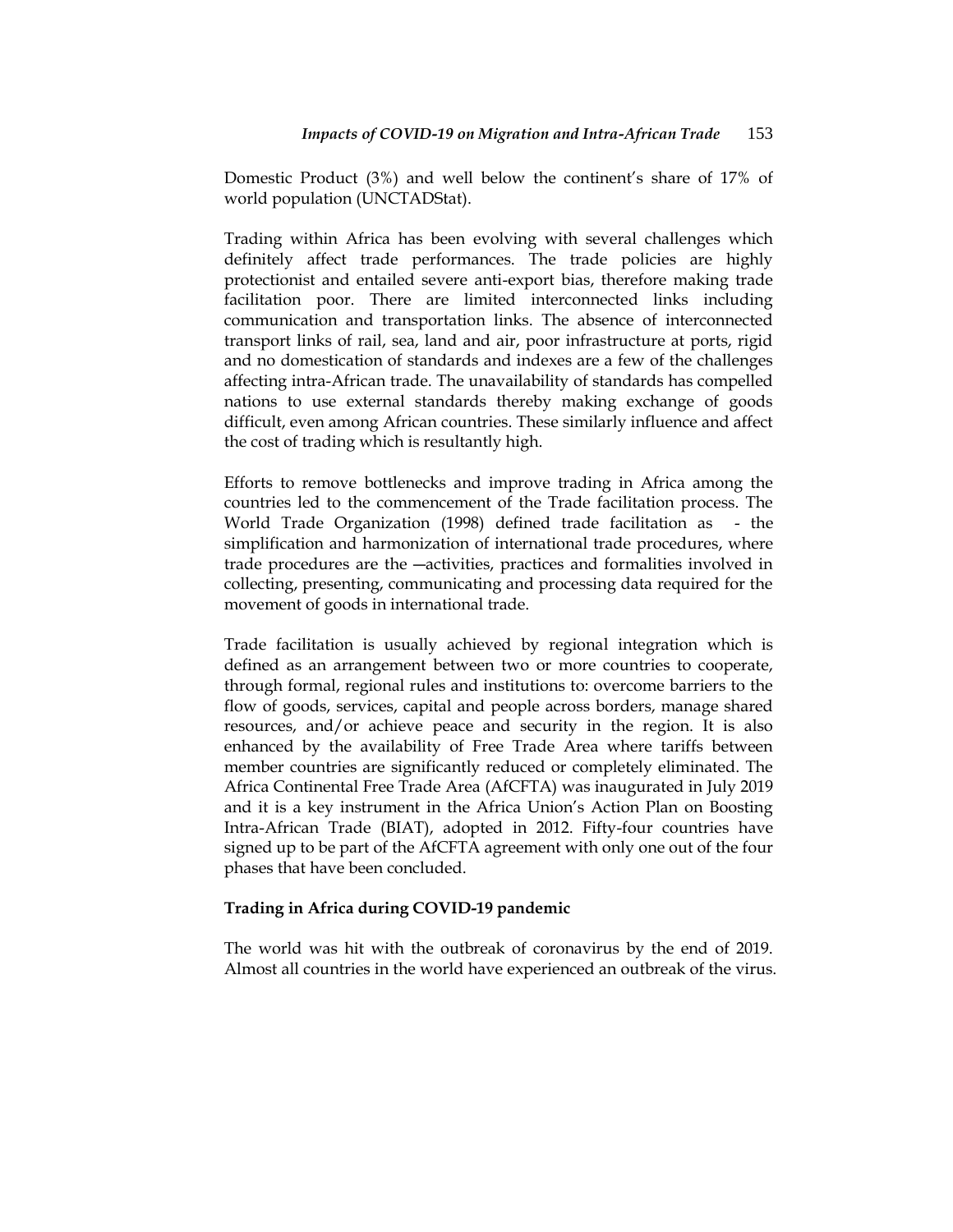Domestic Product (3%) and well below the continent's share of 17% of world population (UNCTADStat).

Trading within Africa has been evolving with several challenges which definitely affect trade performances. The trade policies are highly protectionist and entailed severe anti-export bias, therefore making trade facilitation poor. There are limited interconnected links including communication and transportation links. The absence of interconnected transport links of rail, sea, land and air, poor infrastructure at ports, rigid and no domestication of standards and indexes are a few of the challenges affecting intra-African trade. The unavailability of standards has compelled nations to use external standards thereby making exchange of goods difficult, even among African countries. These similarly influence and affect the cost of trading which is resultantly high.

Efforts to remove bottlenecks and improve trading in Africa among the countries led to the commencement of the Trade facilitation process. The World Trade Organization (1998) defined trade facilitation as - the simplification and harmonization of international trade procedures, where trade procedures are the ―activities, practices and formalities involved in collecting, presenting, communicating and processing data required for the movement of goods in international trade.

Trade facilitation is usually achieved by regional integration which is defined as an arrangement between two or more countries to cooperate, through formal, regional rules and institutions to: overcome barriers to the flow of goods, services, capital and people across borders, manage shared resources, and/or achieve peace and security in the region. It is also enhanced by the availability of Free Trade Area where tariffs between member countries are significantly reduced or completely eliminated. The Africa Continental Free Trade Area (AfCFTA) was inaugurated in July 2019 and it is a key instrument in the Africa Union's Action Plan on Boosting Intra-African Trade (BIAT), adopted in 2012. Fifty-four countries have signed up to be part of the AfCFTA agreement with only one out of the four phases that have been concluded.

## Trading in Africa during COVID-19 pandemic

The world was hit with the outbreak of coronavirus by the end of 2019. Almost all countries in the world have experienced an outbreak of the virus.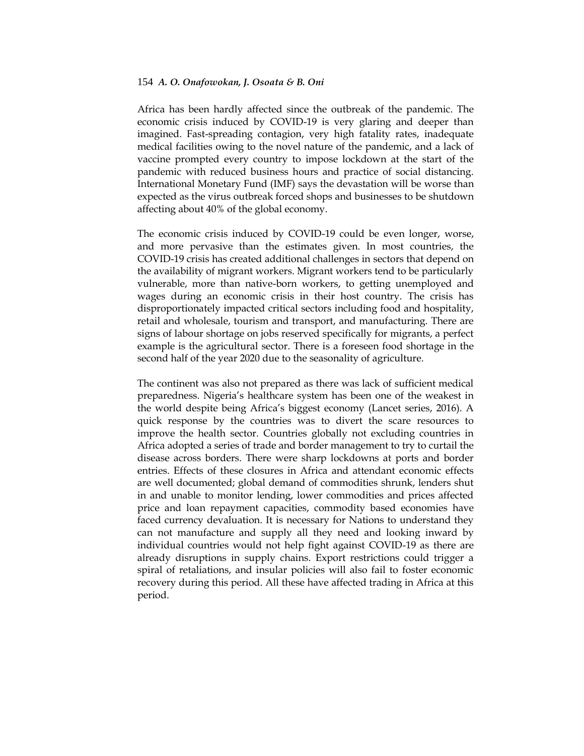Africa has been hardly affected since the outbreak of the pandemic. The economic crisis induced by COVID-19 is very glaring and deeper than imagined. Fast-spreading contagion, very high fatality rates, inadequate medical facilities owing to the novel nature of the pandemic, and a lack of vaccine prompted every country to impose lockdown at the start of the pandemic with reduced business hours and practice of social distancing. International Monetary Fund (IMF) says the devastation will be worse than expected as the virus outbreak forced shops and businesses to be shutdown affecting about 40% of the global economy.

The economic crisis induced by COVID-19 could be even longer, worse, and more pervasive than the estimates given. In most countries, the COVID-19 crisis has created additional challenges in sectors that depend on the availability of migrant workers. Migrant workers tend to be particularly vulnerable, more than native-born workers, to getting unemployed and wages during an economic crisis in their host country. The crisis has disproportionately impacted critical sectors including food and hospitality, retail and wholesale, tourism and transport, and manufacturing. There are signs of labour shortage on jobs reserved specifically for migrants, a perfect example is the agricultural sector. There is a foreseen food shortage in the second half of the year 2020 due to the seasonality of agriculture.

The continent was also not prepared as there was lack of sufficient medical preparedness. Nigeria's healthcare system has been one of the weakest in the world despite being Africa's biggest economy (Lancet series, 2016). A quick response by the countries was to divert the scare resources to improve the health sector. Countries globally not excluding countries in Africa adopted a series of trade and border management to try to curtail the disease across borders. There were sharp lockdowns at ports and border entries. Effects of these closures in Africa and attendant economic effects are well documented; global demand of commodities shrunk, lenders shut in and unable to monitor lending, lower commodities and prices affected price and loan repayment capacities, commodity based economies have faced currency devaluation. It is necessary for Nations to understand they can not manufacture and supply all they need and looking inward by individual countries would not help fight against COVID-19 as there are already disruptions in supply chains. Export restrictions could trigger a spiral of retaliations, and insular policies will also fail to foster economic recovery during this period. All these have affected trading in Africa at this period.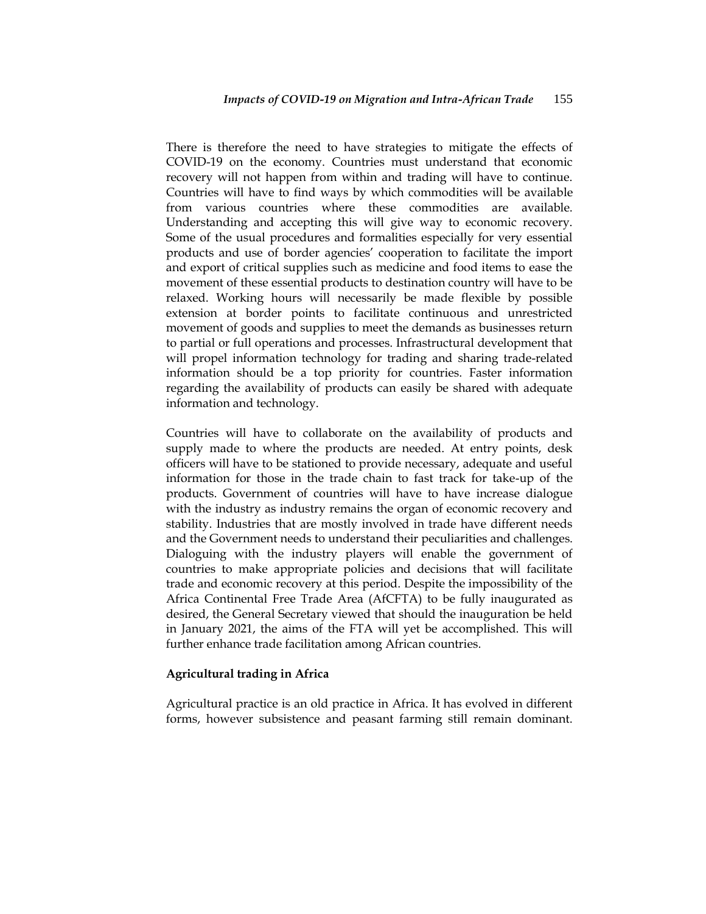There is therefore the need to have strategies to mitigate the effects of COVID-19 on the economy. Countries must understand that economic recovery will not happen from within and trading will have to continue. Countries will have to find ways by which commodities will be available from various countries where these commodities are available. Understanding and accepting this will give way to economic recovery. Some of the usual procedures and formalities especially for very essential products and use of border agencies' cooperation to facilitate the import and export of critical supplies such as medicine and food items to ease the movement of these essential products to destination country will have to be relaxed. Working hours will necessarily be made flexible by possible extension at border points to facilitate continuous and unrestricted movement of goods and supplies to meet the demands as businesses return to partial or full operations and processes. Infrastructural development that will propel information technology for trading and sharing trade-related information should be a top priority for countries. Faster information regarding the availability of products can easily be shared with adequate information and technology.

Countries will have to collaborate on the availability of products and supply made to where the products are needed. At entry points, desk officers will have to be stationed to provide necessary, adequate and useful information for those in the trade chain to fast track for take-up of the products. Government of countries will have to have increase dialogue with the industry as industry remains the organ of economic recovery and stability. Industries that are mostly involved in trade have different needs and the Government needs to understand their peculiarities and challenges. Dialoguing with the industry players will enable the government of countries to make appropriate policies and decisions that will facilitate trade and economic recovery at this period. Despite the impossibility of the Africa Continental Free Trade Area (AfCFTA) to be fully inaugurated as desired, the General Secretary viewed that should the inauguration be held in January 2021, the aims of the FTA will yet be accomplished. This will further enhance trade facilitation among African countries.

**Agricultural trading in Africa**

Agricultural practice is an old practice in Africa. It has evolved in different forms, however subsistence and peasant farming still remain dominant.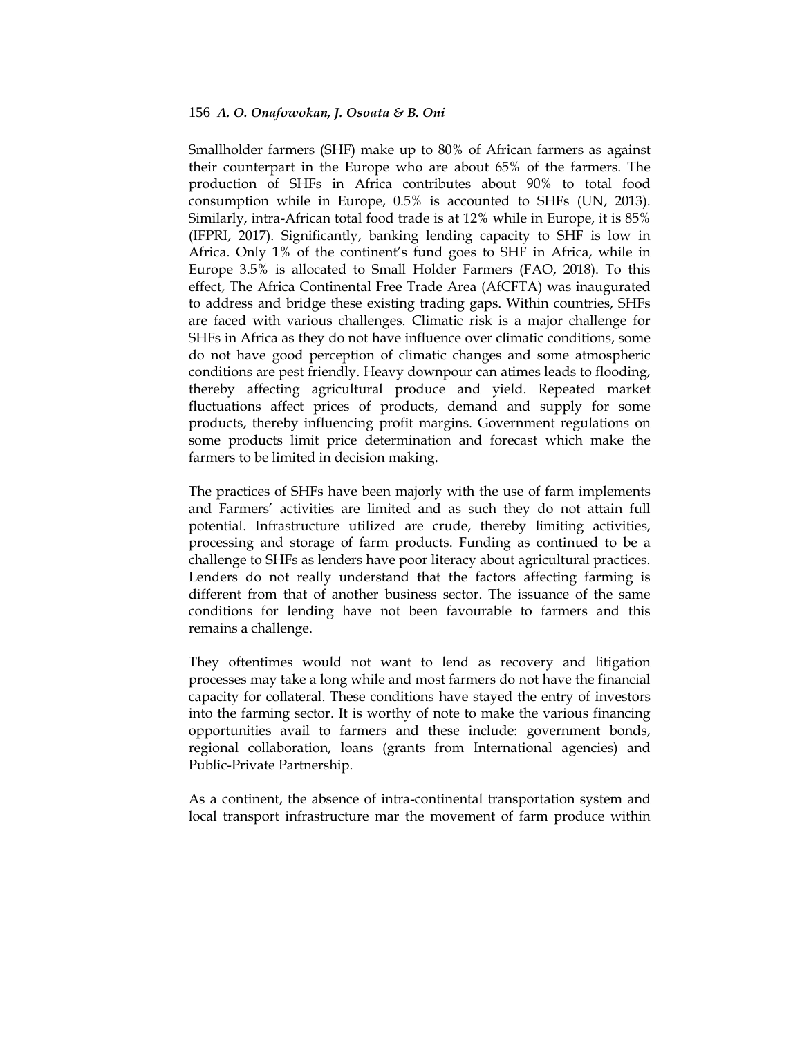Smallholder farmers (SHF) make up to 80% of African farmers as against their counterpart in the Europe who are about 65% of the farmers. The production of SHFs in Africa contributes about 90% to total food consumption while in Europe, 0.5% is accounted to SHFs (UN, 2013). Similarly, intra-African total food trade is at 12% while in Europe, it is 85% (IFPRI, 2017). Significantly, banking lending capacity to SHF is low in Africa. Only 1% of the continent's fund goes to SHF in Africa, while in Europe 3.5% is allocated to Small Holder Farmers (FAO, 2018). To this effect, The Africa Continental Free Trade Area (AfCFTA) was inaugurated to address and bridge these existing trading gaps. Within countries, SHFs are faced with various challenges. Climatic risk is a major challenge for SHFs in Africa as they do not have influence over climatic conditions, some do not have good perception of climatic changes and some atmospheric conditions are pest friendly. Heavy downpour can atimes leads to flooding, thereby affecting agricultural produce and yield. Repeated market fluctuations affect prices of products, demand and supply for some products, thereby influencing profit margins. Government regulations on some products limit price determination and forecast which make the farmers to be limited in decision making.

The practices of SHFs have been majorly with the use of farm implements and Farmers' activities are limited and as such they do not attain full potential. Infrastructure utilized are crude, thereby limiting activities, processing and storage of farm products. Funding as continued to be a challenge to SHFs as lenders have poor literacy about agricultural practices. Lenders do not really understand that the factors affecting farming is different from that of another business sector. The issuance of the same conditions for lending have not been favourable to farmers and this remains a challenge.

They oftentimes would not want to lend as recovery and litigation processes may take a long while and most farmers do not have the financial capacity for collateral. These conditions have stayed the entry of investors into the farming sector. It is worthy of note to make the various financing opportunities avail to farmers and these include: government bonds, regional collaboration, loans (grants from International agencies) and Public-Private Partnership.

As a continent, the absence of intra-continental transportation system and local transport infrastructure mar the movement of farm produce within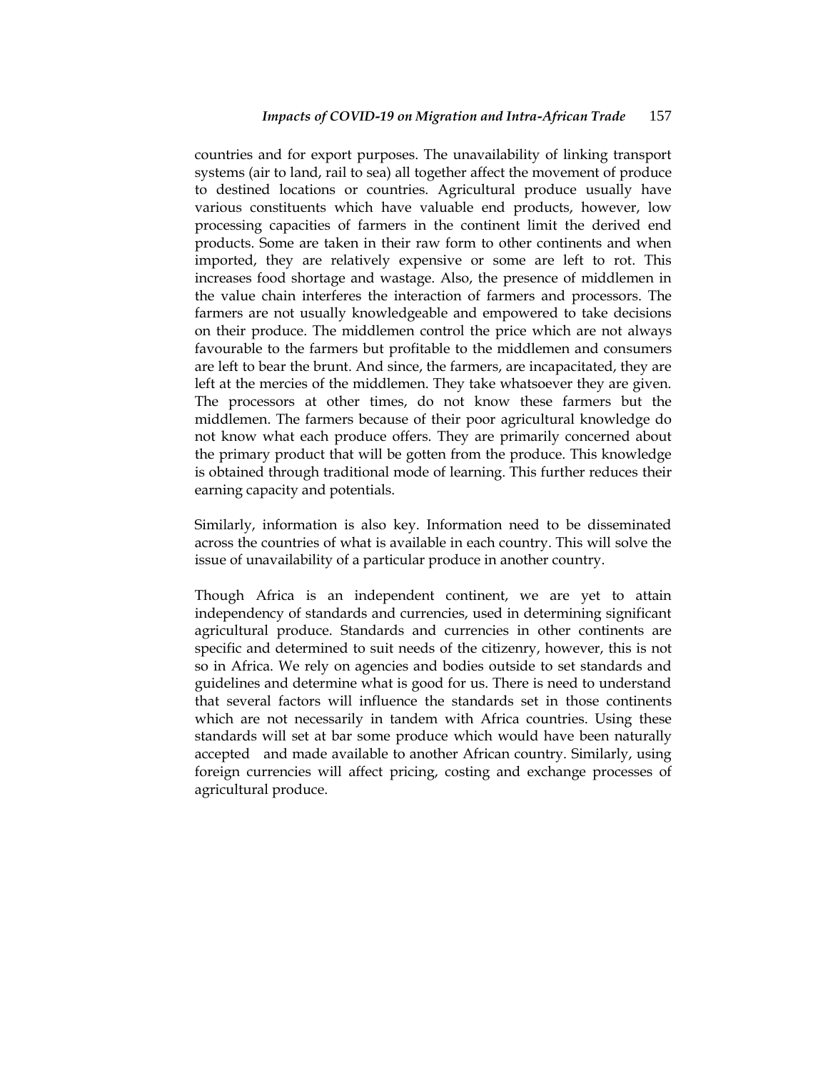countries and for export purposes. The unavailability of linking transport systems (air to land, rail to sea) all together affect the movement of produce to destined locations or countries. Agricultural produce usually have various constituents which have valuable end products, however, low processing capacities of farmers in the continent limit the derived end products. Some are taken in their raw form to other continents and when imported, they are relatively expensive or some are left to rot. This increases food shortage and wastage. Also, the presence of middlemen in the value chain interferes the interaction of farmers and processors. The farmers are not usually knowledgeable and empowered to take decisions on their produce. The middlemen control the price which are not always favourable to the farmers but profitable to the middlemen and consumers are left to bear the brunt. And since, the farmers, are incapacitated, they are left at the mercies of the middlemen. They take whatsoever they are given. The processors at other times, do not know these farmers but the middlemen. The farmers because of their poor agricultural knowledge do not know what each produce offers. They are primarily concerned about the primary product that will be gotten from the produce. This knowledge is obtained through traditional mode of learning. This further reduces their earning capacity and potentials.

Similarly, information is also key. Information need to be disseminated across the countries of what is available in each country. This will solve the issue of unavailability of a particular produce in another country.

Though Africa is an independent continent, we are yet to attain independency of standards and currencies, used in determining significant agricultural produce. Standards and currencies in other continents are specific and determined to suit needs of the citizenry, however, this is not so in Africa. We rely on agencies and bodies outside to set standards and guidelines and determine what is good for us. There is need to understand that several factors will influence the standards set in those continents which are not necessarily in tandem with Africa countries. Using these standards will set at bar some produce which would have been naturally accepted and made available to another African country. Similarly, using foreign currencies will affect pricing, costing and exchange processes of agricultural produce.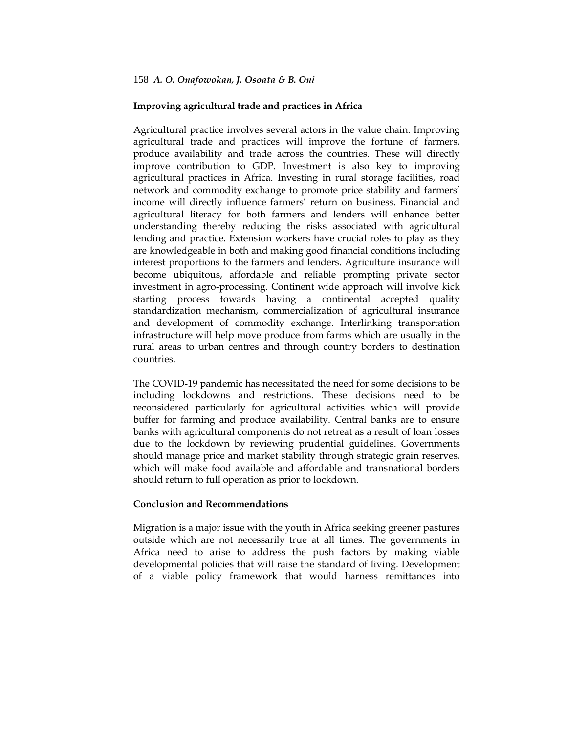## Improving agricultural trade and practices in Africa

Agricultural practice involves several actors in the value chain. Improving agricultural trade and practices will improve the fortune of farmers, produce availability and trade across the countries. These will directly improve contribution to GDP. Investment is also key to improving agricultural practices in Africa. Investing in rural storage facilities, road network and commodity exchange to promote price stability and farmers' income will directly influence farmers' return on business. Financial and agricultural literacy for both farmers and lenders will enhance better understanding thereby reducing the risks associated with agricultural lending and practice. Extension workers have crucial roles to play as they are knowledgeable in both and making good financial conditions including interest proportions to the farmers and lenders. Agriculture insurance will become ubiquitous, affordable and reliable prompting private sector investment in agro-processing. Continent wide approach will involve kick starting process towards having a continental accepted quality standardization mechanism, commercialization of agricultural insurance and development of commodity exchange. Interlinking transportation infrastructure will help move produce from farms which are usually in the rural areas to urban centres and through country borders to destination countries.

The COVID-19 pandemic has necessitated the need for some decisions to be including lockdowns and restrictions. These decisions need to be reconsidered particularly for agricultural activities which will provide buffer for farming and produce availability. Central banks are to ensure banks with agricultural components do not retreat as a result of loan losses due to the lockdown by reviewing prudential guidelines. Governments should manage price and market stability through strategic grain reserves, which will make food available and affordable and transnational borders should return to full operation as prior to lockdown.

## Conclusion and Recommendations

Migration is a major issue with the youth in Africa seeking greener pastures outside which are not necessarily true at all times. The governments in Africa need to arise to address the push factors by making viable developmental policies that will raise the standard of living. Development of a viable policy framework that would harness remittances into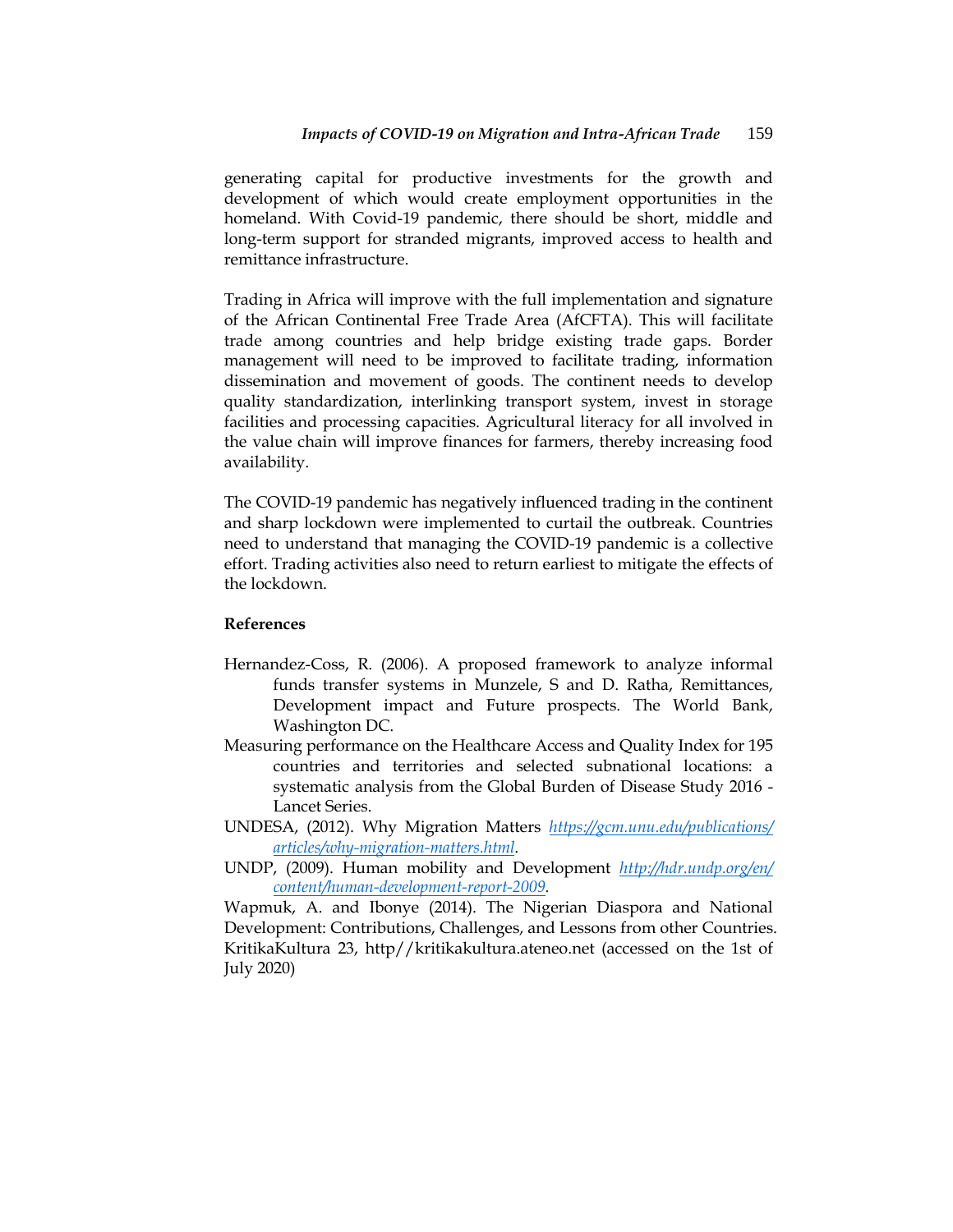generating capital for productive investments for the growth and development of which would create employment opportunities in the homeland. With Covid-19 pandemic, there should be short, middle and long-term support for stranded migrants, improved access to health and remittance infrastructure.

Trading in Africa will improve with the full implementation and signature of the African Continental Free Trade Area (AfCFTA). This will facilitate trade among countries and help bridge existing trade gaps. Border management will need to be improved to facilitate trading, information dissemination and movement of goods. The continent needs to develop quality standardization, interlinking transport system, invest in storage facilities and processing capacities. Agricultural literacy for all involved in the value chain will improve finances for farmers, thereby increasing food availability.

The COVID-19 pandemic has negatively influenced trading in the continent and sharp lockdown were implemented to curtail the outbreak. Countries need to understand that managing the COVID-19 pandemic is a collective effort. Trading activities also need to return earliest to mitigate the effects of the lockdown.

**References**

Hernandez-Coss, R. (2006). A proposed framework to analyze informal funds transfer systems in Munzele, S and D. Ratha, Remittances, Development impact and Future prospects. The World Bank, Washington DC.

Measuring performance on the Healthcare Access and Quality Index for 195 countries and territories and selected subnational locations: a systematic analysis from the Global Burden of Disease Study 2016 - Lancet Series.

UNDESA, (2012). Why Migration Matters *https://gcm.unu.edu/publications/articles/why-migration-matters.html*.

UNDP, (2009). Human mobility and Development *http://hdr.undp.org/en/content/human-development-report-2009*.

Wapmuk, A. and Ibonye (2014). The Nigerian Diaspora and National Development: Contributions, Challenges, and Lessons from other Countries. KritikaKultura 23, http//kritikakultura.ateneo.net (accessed on the 1st of July 2020)